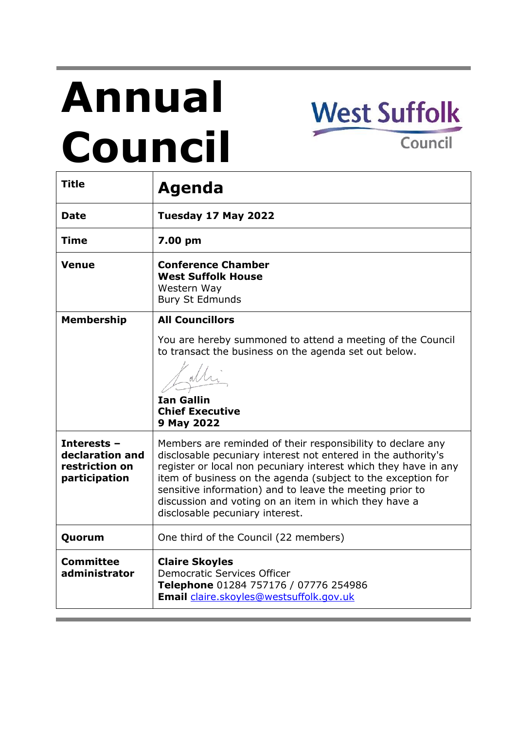# Annual Council

West Suffolk Council

| Title | **Agenda** |
|---|---|
| **Date** | **Tuesday 17 May 2022** |
| **Time** | **7.00 pm** |
| **Venue** | **Conference Chamber**<br>**West Suffolk House**<br>Western Way<br>Bury St Edmunds |
| **Membership** | **All Councillors**<br><br>You are hereby summoned to attend a meeting of the Council to transact the business on the agenda set out below.<br><br>**Ian Gallin**<br>**Chief Executive**<br>**9 May 2022** |
| **Interests – declaration and restriction on participation** | Members are reminded of their responsibility to declare any disclosable pecuniary interest not entered in the authority's register or local non pecuniary interest which they have in any item of business on the agenda (subject to the exception for sensitive information) and to leave the meeting prior to discussion and voting on an item in which they have a disclosable pecuniary interest. |
| **Quorum** | One third of the Council (22 members) |
| **Committee administrator** | **Claire Skoyles**<br>Democratic Services Officer<br>**Telephone** 01284 757176 / 07776 254986<br>**Email** claire.skoyles@westsuffolk.gov.uk |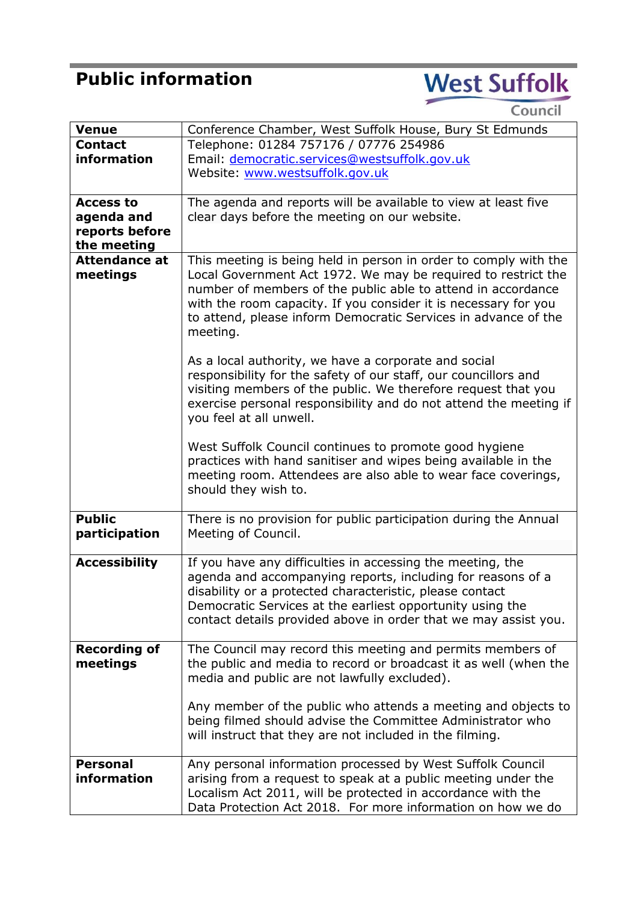# Public information

West Suffolk Council

| | |
|---|---|
| **Venue** | Conference Chamber, West Suffolk House, Bury St Edmunds |
| **Contact information** | Telephone: 01284 757176 / 07776 254986<br>Email: democratic.services@westsuffolk.gov.uk<br>Website: www.westsuffolk.gov.uk |
| **Access to agenda and reports before the meeting** | The agenda and reports will be available to view at least five clear days before the meeting on our website. |
| **Attendance at meetings** | This meeting is being held in person in order to comply with the Local Government Act 1972. We may be required to restrict the number of members of the public able to attend in accordance with the room capacity. If you consider it is necessary for you to attend, please inform Democratic Services in advance of the meeting.<br><br>As a local authority, we have a corporate and social responsibility for the safety of our staff, our councillors and visiting members of the public. We therefore request that you exercise personal responsibility and do not attend the meeting if you feel at all unwell.<br><br>West Suffolk Council continues to promote good hygiene practices with hand sanitiser and wipes being available in the meeting room. Attendees are also able to wear face coverings, should they wish to. |
| **Public participation** | There is no provision for public participation during the Annual Meeting of Council. |
| **Accessibility** | If you have any difficulties in accessing the meeting, the agenda and accompanying reports, including for reasons of a disability or a protected characteristic, please contact Democratic Services at the earliest opportunity using the contact details provided above in order that we may assist you. |
| **Recording of meetings** | The Council may record this meeting and permits members of the public and media to record or broadcast it as well (when the media and public are not lawfully excluded).<br><br>Any member of the public who attends a meeting and objects to being filmed should advise the Committee Administrator who will instruct that they are not included in the filming. |
| **Personal information** | Any personal information processed by West Suffolk Council arising from a request to speak at a public meeting under the Localism Act 2011, will be protected in accordance with the Data Protection Act 2018. For more information on how we do |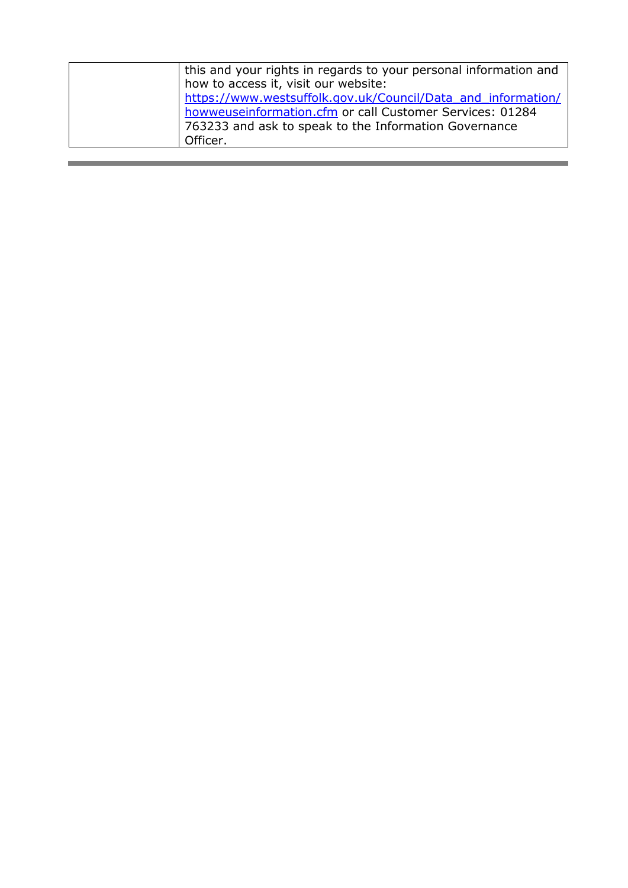| | this and your rights in regards to your personal information and how to access it, visit our website: https://www.westsuffolk.gov.uk/Council/Data_and_information/howweuseinformation.cfm or call Customer Services: 01284 763233 and ask to speak to the Information Governance Officer. |
|---|---|

---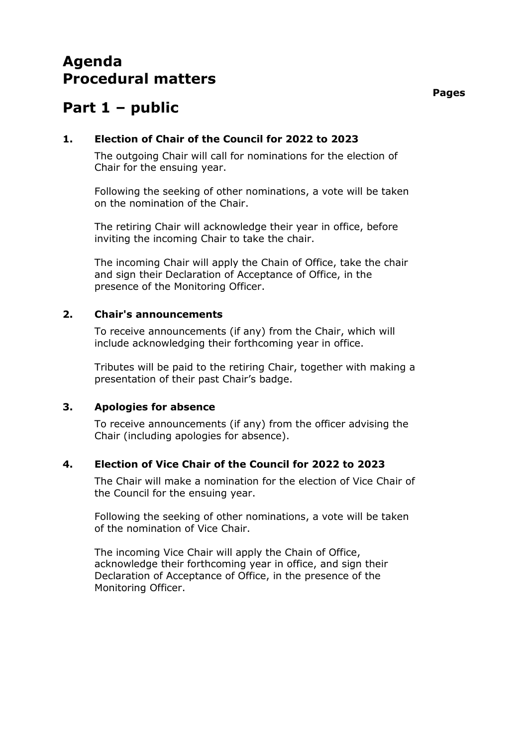# Agenda
# Procedural matters

**Pages**

# Part 1 – public

### 1. Election of Chair of the Council for 2022 to 2023

The outgoing Chair will call for nominations for the election of Chair for the ensuing year.

Following the seeking of other nominations, a vote will be taken on the nomination of the Chair.

The retiring Chair will acknowledge their year in office, before inviting the incoming Chair to take the chair.

The incoming Chair will apply the Chain of Office, take the chair and sign their Declaration of Acceptance of Office, in the presence of the Monitoring Officer.

### 2. Chair's announcements

To receive announcements (if any) from the Chair, which will include acknowledging their forthcoming year in office.

Tributes will be paid to the retiring Chair, together with making a presentation of their past Chair's badge.

### 3. Apologies for absence

To receive announcements (if any) from the officer advising the Chair (including apologies for absence).

### 4. Election of Vice Chair of the Council for 2022 to 2023

The Chair will make a nomination for the election of Vice Chair of the Council for the ensuing year.

Following the seeking of other nominations, a vote will be taken of the nomination of Vice Chair.

The incoming Vice Chair will apply the Chain of Office, acknowledge their forthcoming year in office, and sign their Declaration of Acceptance of Office, in the presence of the Monitoring Officer.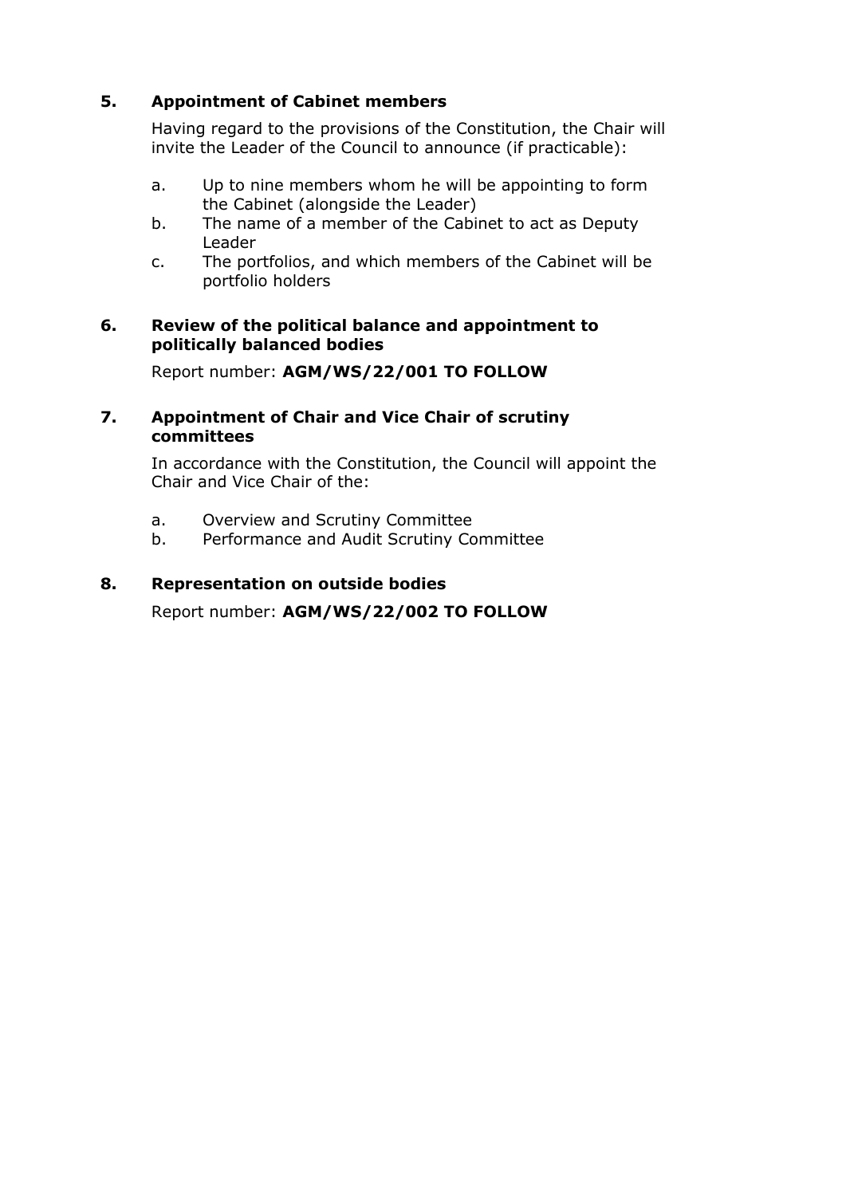## 5. Appointment of Cabinet members

Having regard to the provisions of the Constitution, the Chair will invite the Leader of the Council to announce (if practicable):

a. Up to nine members whom he will be appointing to form the Cabinet (alongside the Leader)
b. The name of a member of the Cabinet to act as Deputy Leader
c. The portfolios, and which members of the Cabinet will be portfolio holders

## 6. Review of the political balance and appointment to politically balanced bodies

Report number: **AGM/WS/22/001 TO FOLLOW**

## 7. Appointment of Chair and Vice Chair of scrutiny committees

In accordance with the Constitution, the Council will appoint the Chair and Vice Chair of the:

a. Overview and Scrutiny Committee
b. Performance and Audit Scrutiny Committee

## 8. Representation on outside bodies

Report number: **AGM/WS/22/002 TO FOLLOW**